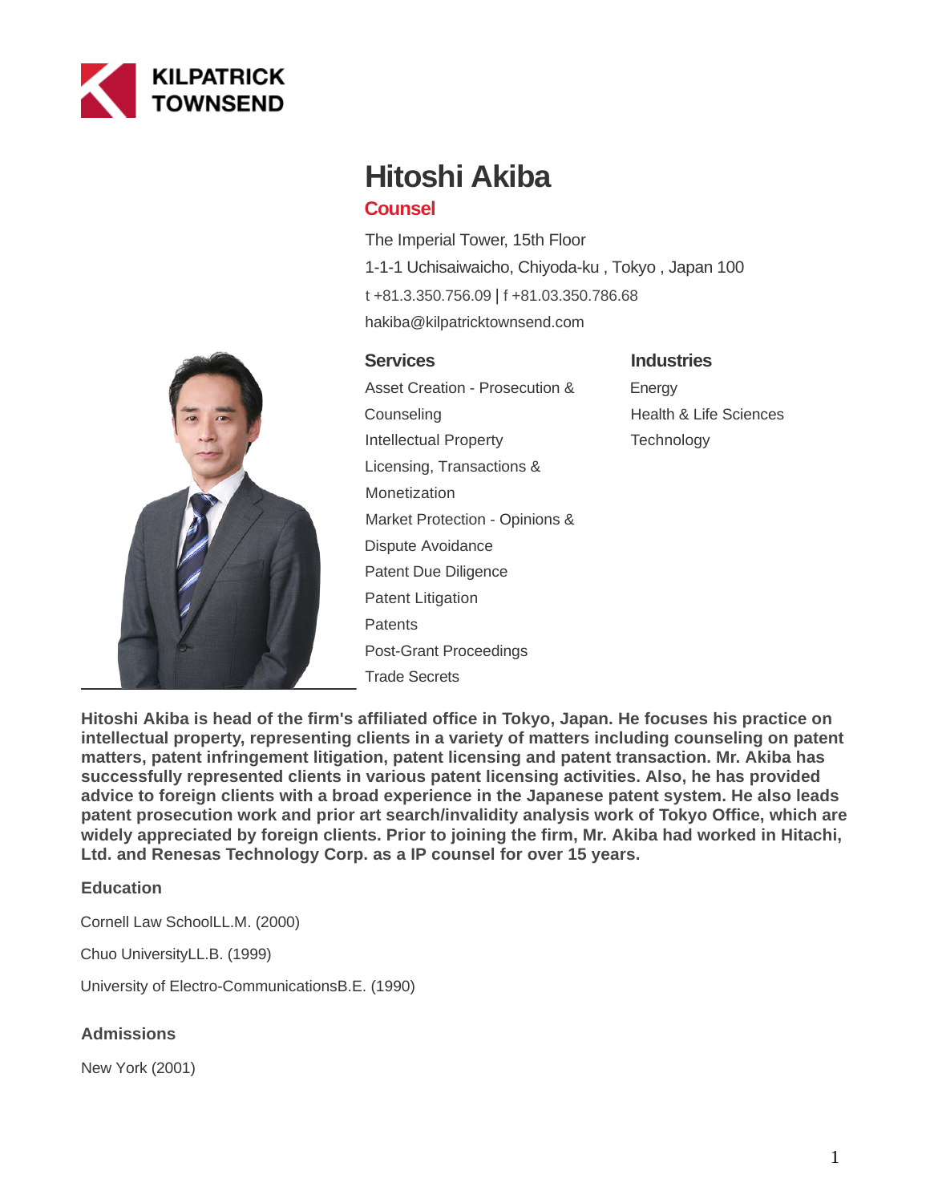KILPATRICK TOWNSEND

# Hitoshi Akiba

## Counsel

The Imperial Tower, 15th Floor
1-1-1 Uchisaiwaicho, Chiyoda-ku , Tokyo , Japan 100
t +81.3.350.756.09 | f +81.03.350.786.68
hakiba@kilpatricktownsend.com

### Services

Asset Creation - Prosecution & Counseling
Intellectual Property
Licensing, Transactions & Monetization
Market Protection - Opinions & Dispute Avoidance
Patent Due Diligence
Patent Litigation
Patents
Post-Grant Proceedings
Trade Secrets

### Industries

Energy
Health & Life Sciences
Technology

**Hitoshi Akiba is head of the firm's affiliated office in Tokyo, Japan. He focuses his practice on intellectual property, representing clients in a variety of matters including counseling on patent matters, patent infringement litigation, patent licensing and patent transaction. Mr. Akiba has successfully represented clients in various patent licensing activities. Also, he has provided advice to foreign clients with a broad experience in the Japanese patent system. He also leads patent prosecution work and prior art search/invalidity analysis work of Tokyo Office, which are widely appreciated by foreign clients. Prior to joining the firm, Mr. Akiba had worked in Hitachi, Ltd. and Renesas Technology Corp. as a IP counsel for over 15 years.**

### Education

Cornell Law SchoolLL.M. (2000)

Chuo UniversityLL.B. (1999)

University of Electro-CommunicationsB.E. (1990)

### Admissions

New York (2001)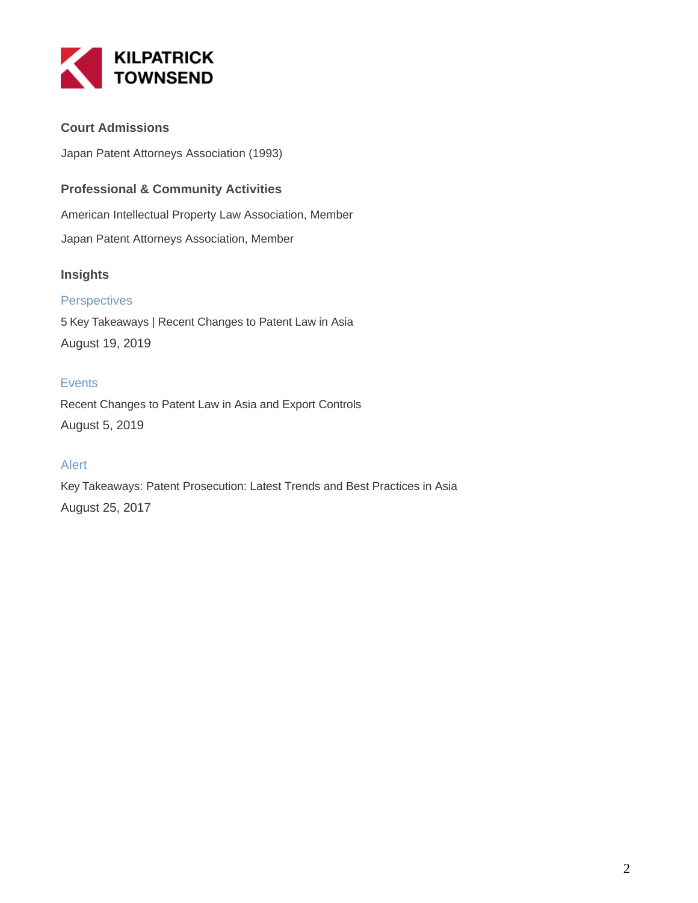## Court Admissions

Japan Patent Attorneys Association (1993)

## Professional & Community Activities

American Intellectual Property Law Association, Member

Japan Patent Attorneys Association, Member

## Insights

### Perspectives

5 Key Takeaways | Recent Changes to Patent Law in Asia

August 19, 2019

### Events

Recent Changes to Patent Law in Asia and Export Controls

August 5, 2019

### Alert

Key Takeaways: Patent Prosecution: Latest Trends and Best Practices in Asia

August 25, 2017